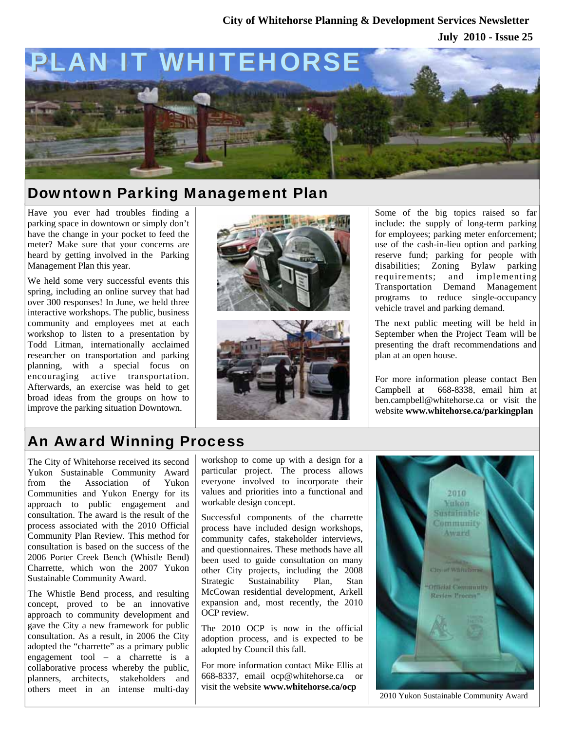City of Whitehorse Planning & Development Services Newsletter

July 2010 - Issue 25

# PLAN IT WHITEHORSE

## Downtown Parking Management Plan

Have you ever had troubles finding a parking space in downtown or simply don't have the change in your pocket to feed the meter? Make sure that your concerns are heard by getting involved in the Parking Management Plan this year.

We held some very successful events this spring, including an online survey that had over 300 responses! In June, we held three interactive workshops. The public, business community and employees met at each workshop to listen to a presentation by Todd Litman, internationally acclaimed researcher on transportation and parking planning, with a special focus on encouraging active transportation. Afterwards, an exercise was held to get broad ideas from the groups on how to improve the parking situation Downtown.

Some of the big topics raised so far include: the supply of long-term parking for employees; parking meter enforcement; use of the cash-in-lieu option and parking reserve fund; parking for people with disabilities; Zoning Bylaw parking requirements; and implementing Transportation Demand Management programs to reduce single-occupancy vehicle travel and parking demand.

The next public meeting will be held in September when the Project Team will be presenting the draft recommendations and plan at an open house.

For more information please contact Ben Campbell at 668-8338, email him at ben.campbell@whitehorse.ca or visit the website **www.whitehorse.ca/parkingplan**

## An Award Winning Process

The City of Whitehorse received its second Yukon Sustainable Community Award from the Association of Yukon Communities and Yukon Energy for its approach to public engagement and consultation. The award is the result of the process associated with the 2010 Official Community Plan Review. This method for consultation is based on the success of the 2006 Porter Creek Bench (Whistle Bend) Charrette, which won the 2007 Yukon Sustainable Community Award.

The Whistle Bend process, and resulting concept, proved to be an innovative approach to community development and gave the City a new framework for public consultation. As a result, in 2006 the City adopted the "charrette" as a primary public engagement tool – a charrette is a collaborative process whereby the public, planners, architects, stakeholders and others meet in an intense multi-day workshop to come up with a design for a particular project. The process allows everyone involved to incorporate their values and priorities into a functional and workable design concept.

Successful components of the charrette process have included design workshops, community cafes, stakeholder interviews, and questionnaires. These methods have all been used to guide consultation on many other City projects, including the 2008 Strategic Sustainability Plan, Stan McCowan residential development, Arkell expansion and, most recently, the 2010 OCP review.

The 2010 OCP is now in the official adoption process, and is expected to be adopted by Council this fall.

For more information contact Mike Ellis at 668-8337, email ocp@whitehorse.ca or visit the website **www.whitehorse.ca/ocp**

2010 Yukon Sustainable Community Award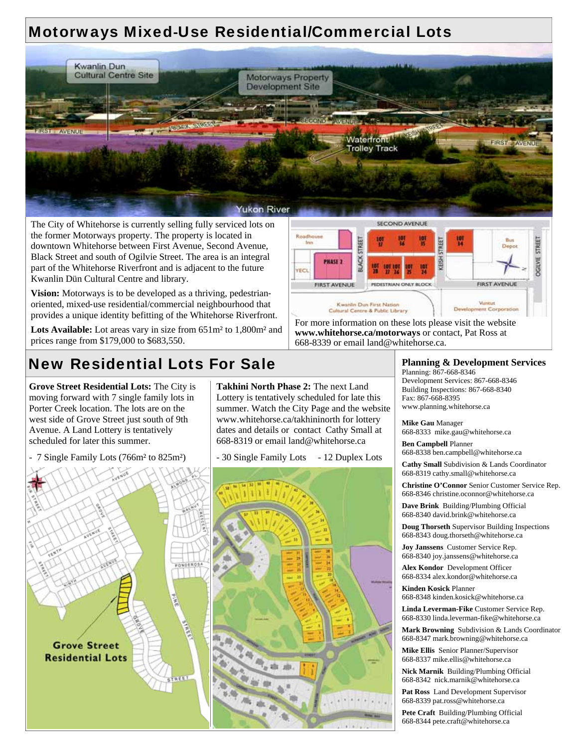# Motorways Mixed-Use Residential/Commercial Lots

The City of Whitehorse is currently selling fully serviced lots on the former Motorways property. The property is located in downtown Whitehorse between First Avenue, Second Avenue, Black Street and south of Ogilvie Street. The area is an integral part of the Whitehorse Riverfront and is adjacent to the future Kwanlin Dün Cultural Centre and library.

**Vision:** Motorways is to be developed as a thriving, pedestrian-oriented, mixed-use residential/commercial neighbourhood that provides a unique identity befitting of the Whitehorse Riverfront.

**Lots Available:** Lot areas vary in size from 651m² to 1,800m² and prices range from $179,000 to $683,550.

For more information on these lots please visit the website **www.whitehorse.ca/motorways** or contact, Pat Ross at 668-8339 or email land@whitehorse.ca.

# New Residential Lots For Sale

**Grove Street Residential Lots:** The City is moving forward with 7 single family lots in Porter Creek location. The lots are on the west side of Grove Street just south of 9th Avenue. A Land Lottery is tentatively scheduled for later this summer.

- 7 Single Family Lots (766m² to 825m²)

**Takhini North Phase 2:** The next Land Lottery is tentatively scheduled for late this summer. Watch the City Page and the website www.whitehorse.ca/takhininorth for lottery dates and details or contact Cathy Small at 668-8319 or email land@whitehorse.ca

- 30 Single Family Lots
- 12 Duplex Lots

## Planning & Development Services

Planning: 867-668-8346
Development Services: 867-668-8346
Building Inspections: 867-668-8340
Fax: 867-668-8395
www.planning.whitehorse.ca

**Mike Gau** Manager
668-8333 mike.gau@whitehorse.ca

**Ben Campbell** Planner
668-8338 ben.campbell@whitehorse.ca

**Cathy Small** Subdivision & Lands Coordinator
668-8319 cathy.small@whitehorse.ca

**Christine O'Connor** Senior Customer Service Rep.
668-8346 christine.oconnor@whitehorse.ca

**Dave Brink** Building/Plumbing Official
668-8340 david.brink@whitehorse.ca

**Doug Thorseth** Supervisor Building Inspections
668-8343 doug.thorseth@whitehorse.ca

**Joy Janssens** Customer Service Rep.
668-8340 joy.janssens@whitehorse.ca

**Alex Kondor** Development Officer
668-8334 alex.kondor@whitehorse.ca

**Kinden Kosick** Planner
668-8348 kinden.kosick@whitehorse.ca

**Linda Leverman-Fike** Customer Service Rep.
668-8330 linda.leverman-fike@whitehorse.ca

**Mark Browning** Subdivision & Lands Coordinator
668-8347 mark.browning@whitehorse.ca

**Mike Ellis** Senior Planner/Supervisor
668-8337 mike.ellis@whitehorse.ca

**Nick Marnik** Building/Plumbing Official
668-8342 nick.marnik@whitehorse.ca

**Pat Ross** Land Development Supervisor
668-8339 pat.ross@whitehorse.ca

**Pete Craft** Building/Plumbing Official
668-8344 pete.craft@whitehorse.ca